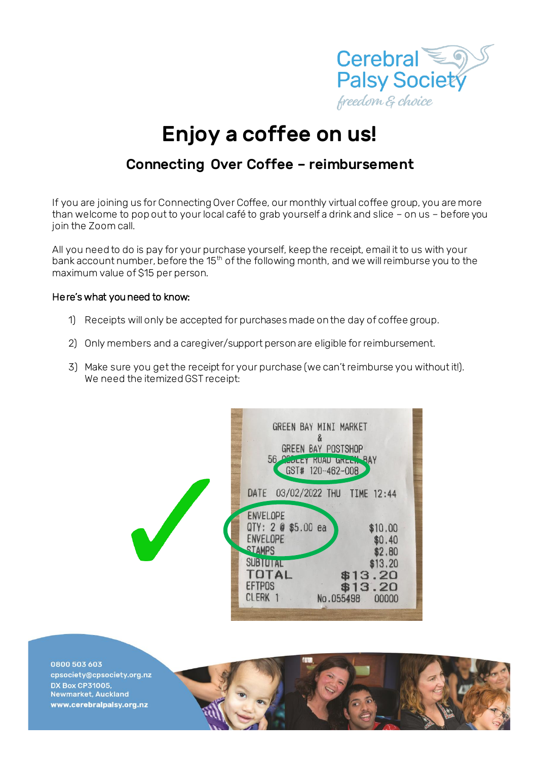# Enjoy a coffee on us!

## Connecting Over Coffee – reimbursement

If you are joining us for Connecting Over Coffee, our monthly virtual coffee group, you are more than welcome to pop out to your local café to grab yourself a drink and slice – on us – before you join the Zoom call.

All you need to do is pay for your purchase yourself, keep the receipt, email it to us with your bank account number, before the 15th of the following month, and we will reimburse you to the maximum value of $15 per person.

Here's what you need to know:

1) Receipts will only be accepted for purchases made on the day of coffee group.
2) Only members and a caregiver/support person are eligible for reimbursement.
3) Make sure you get the receipt for your purchase (we can't reimburse you without it!). We need the itemized GST receipt:

```
GREEN BAY MINI MARKET
&
GREEN BAY POSTSHOP
56 GODLEY ROAD GREEN BAY
GST# 120-462-008

DATE 03/02/2022 THU   TIME 12:44

ENVELOPE
QTY: 2 @ $5.00 ea          $10.00
ENVELOPE                    $0.40
STAMPS                      $2.80
SUBTOTAL                   $13.20
TOTAL                      $13.20
EFTPOS                     $13.20
CLERK 1        No.055498    00000
```

0800 503 603
cpsociety@cpsociety.org.nz
DX Box CP31005,
Newmarket, Auckland
www.cerebralpalsy.org.nz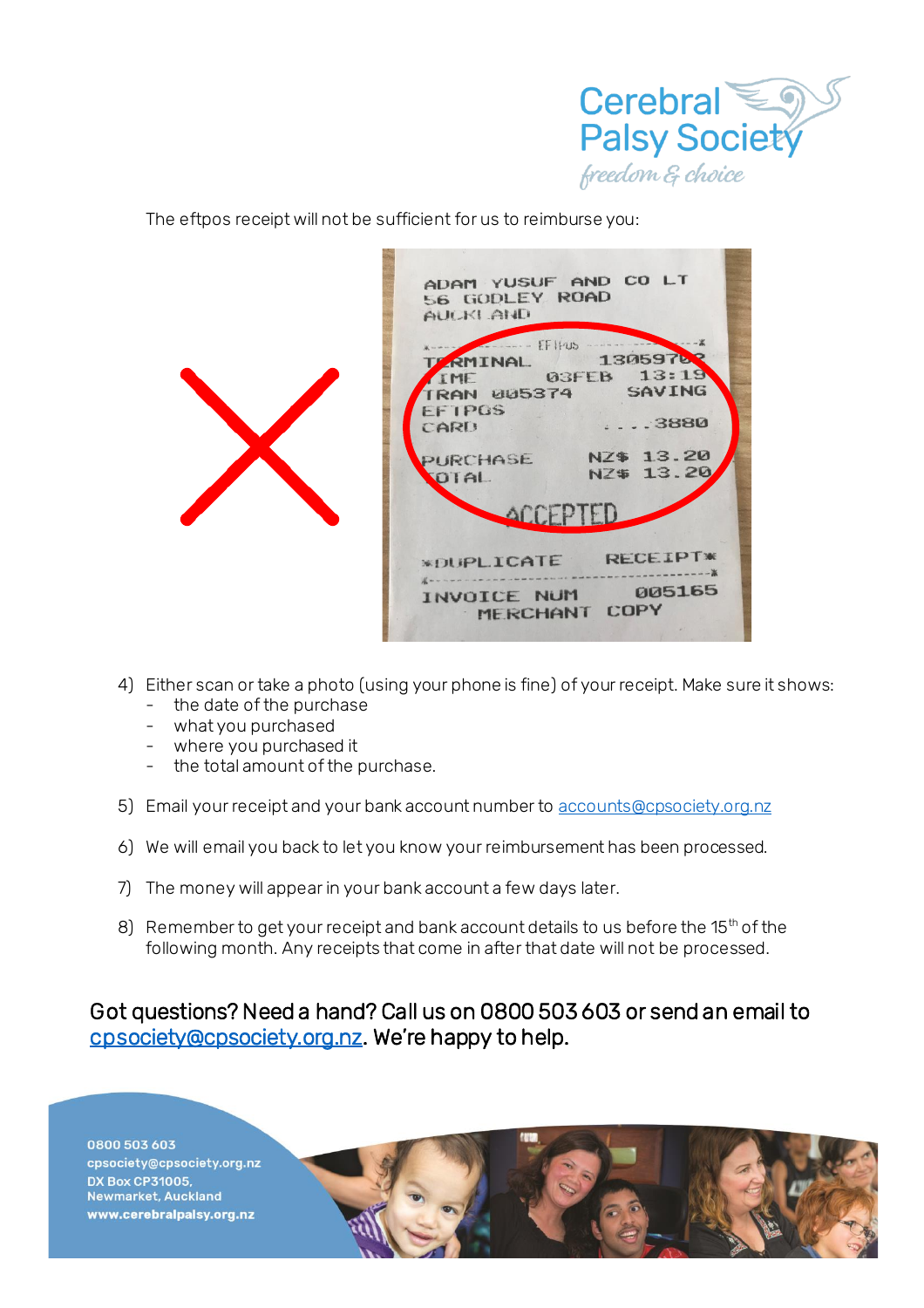The eftpos receipt will not be sufficient for us to reimburse you:

4) Either scan or take a photo (using your phone is fine) of your receipt. Make sure it shows:
   - the date of the purchase
   - what you purchased
   - where you purchased it
   - the total amount of the purchase.

5) Email your receipt and your bank account number to [accounts@cpsociety.org.nz](mailto:accounts@cpsociety.org.nz)

6) We will email you back to let you know your reimbursement has been processed.

7) The money will appear in your bank account a few days later.

8) Remember to get your receipt and bank account details to us before the 15th of the following month. Any receipts that come in after that date will not be processed.

## Got questions? Need a hand? Call us on 0800 503 603 or send an email to [cpsociety@cpsociety.org.nz](mailto:cpsociety@cpsociety.org.nz). We're happy to help.

0800 503 603
cpsociety@cpsociety.org.nz
DX Box CP31005,
Newmarket, Auckland
www.cerebralpalsy.org.nz